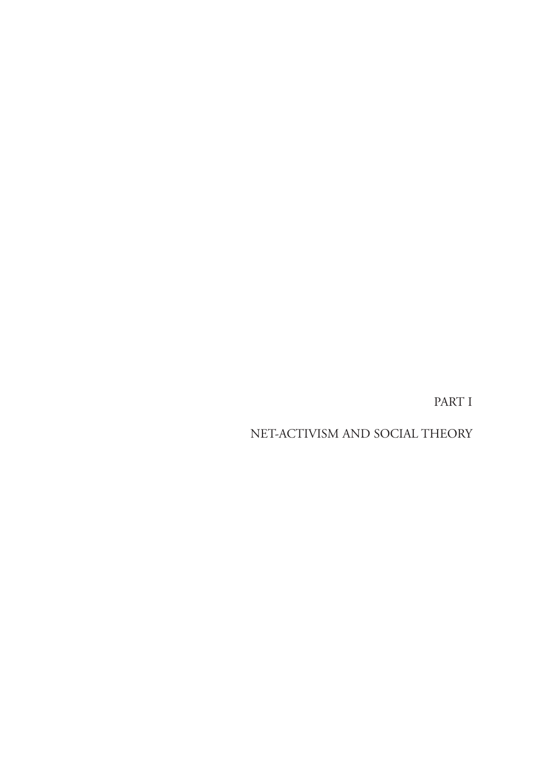# PART I

# NET-ACTIVISM AND SOCIAL THEORY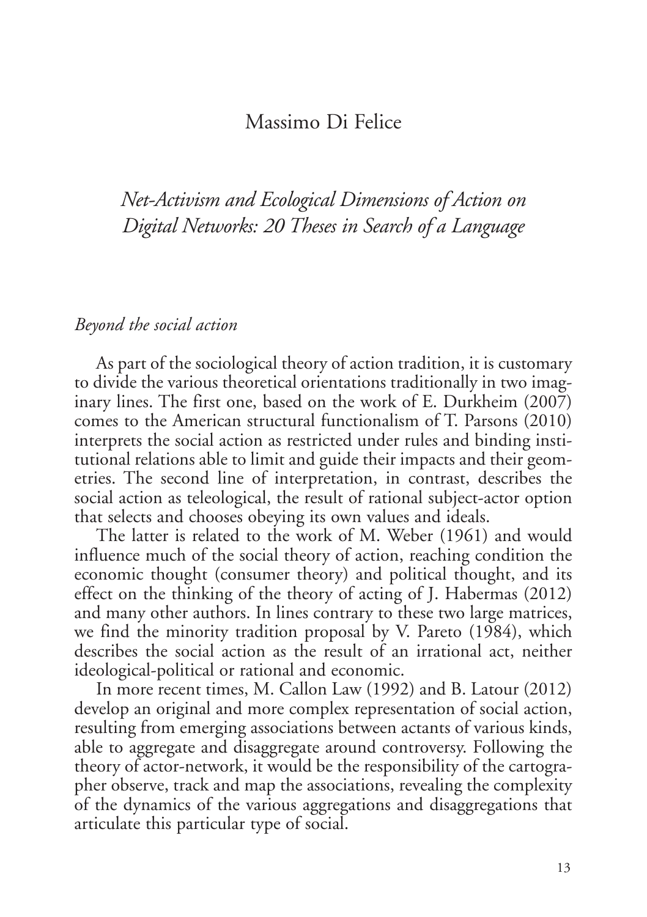Massimo Di Felice

# *Net-Activism and Ecological Dimensions of Action on Digital Networks: 20 Theses in Search of a Language*

## *Beyond the social action*

As part of the sociological theory of action tradition, it is customary to divide the various theoretical orientations traditionally in two imaginary lines. The first one, based on the work of E. Durkheim (2007) comes to the American structural functionalism of T. Parsons (2010) interprets the social action as restricted under rules and binding institutional relations able to limit and guide their impacts and their geometries. The second line of interpretation, in contrast, describes the social action as teleological, the result of rational subject-actor option that selects and chooses obeying its own values and ideals.

The latter is related to the work of M. Weber (1961) and would influence much of the social theory of action, reaching condition the economic thought (consumer theory) and political thought, and its effect on the thinking of the theory of acting of J. Habermas (2012) and many other authors. In lines contrary to these two large matrices, we find the minority tradition proposal by V. Pareto (1984), which describes the social action as the result of an irrational act, neither ideological-political or rational and economic.

In more recent times, M. Callon Law (1992) and B. Latour (2012) develop an original and more complex representation of social action, resulting from emerging associations between actants of various kinds, able to aggregate and disaggregate around controversy. Following the theory of actor-network, it would be the responsibility of the cartographer observe, track and map the associations, revealing the complexity of the dynamics of the various aggregations and disaggregations that articulate this particular type of social.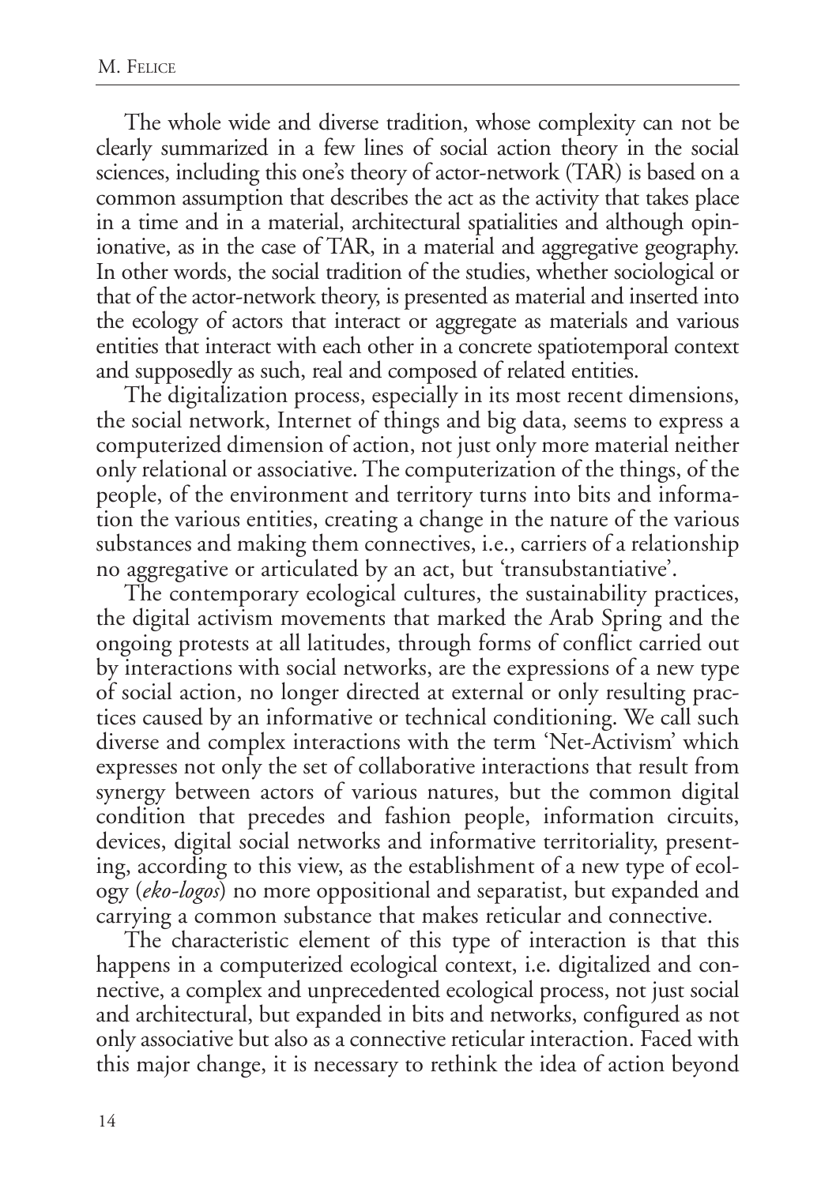The whole wide and diverse tradition, whose complexity can not be clearly summarized in a few lines of social action theory in the social sciences, including this one's theory of actor-network (TAR) is based on a common assumption that describes the act as the activity that takes place in a time and in a material, architectural spatialities and although opinionative, as in the case of TAR, in a material and aggregative geography. In other words, the social tradition of the studies, whether sociological or that of the actor-network theory, is presented as material and inserted into the ecology of actors that interact or aggregate as materials and various entities that interact with each other in a concrete spatiotemporal context and supposedly as such, real and composed of related entities.

The digitalization process, especially in its most recent dimensions, the social network, Internet of things and big data, seems to express a computerized dimension of action, not just only more material neither only relational or associative. The computerization of the things, of the people, of the environment and territory turns into bits and information the various entities, creating a change in the nature of the various substances and making them connectives, i.e., carriers of a relationship no aggregative or articulated by an act, but 'transubstantiative'.

The contemporary ecological cultures, the sustainability practices, the digital activism movements that marked the Arab Spring and the ongoing protests at all latitudes, through forms of conflict carried out by interactions with social networks, are the expressions of a new type of social action, no longer directed at external or only resulting practices caused by an informative or technical conditioning. We call such diverse and complex interactions with the term 'Net-Activism' which expresses not only the set of collaborative interactions that result from synergy between actors of various natures, but the common digital condition that precedes and fashion people, information circuits, devices, digital social networks and informative territoriality, presenting, according to this view, as the establishment of a new type of ecology (*eko-logos*) no more oppositional and separatist, but expanded and carrying a common substance that makes reticular and connective.

The characteristic element of this type of interaction is that this happens in a computerized ecological context, i.e. digitalized and connective, a complex and unprecedented ecological process, not just social and architectural, but expanded in bits and networks, configured as not only associative but also as a connective reticular interaction. Faced with this major change, it is necessary to rethink the idea of action beyond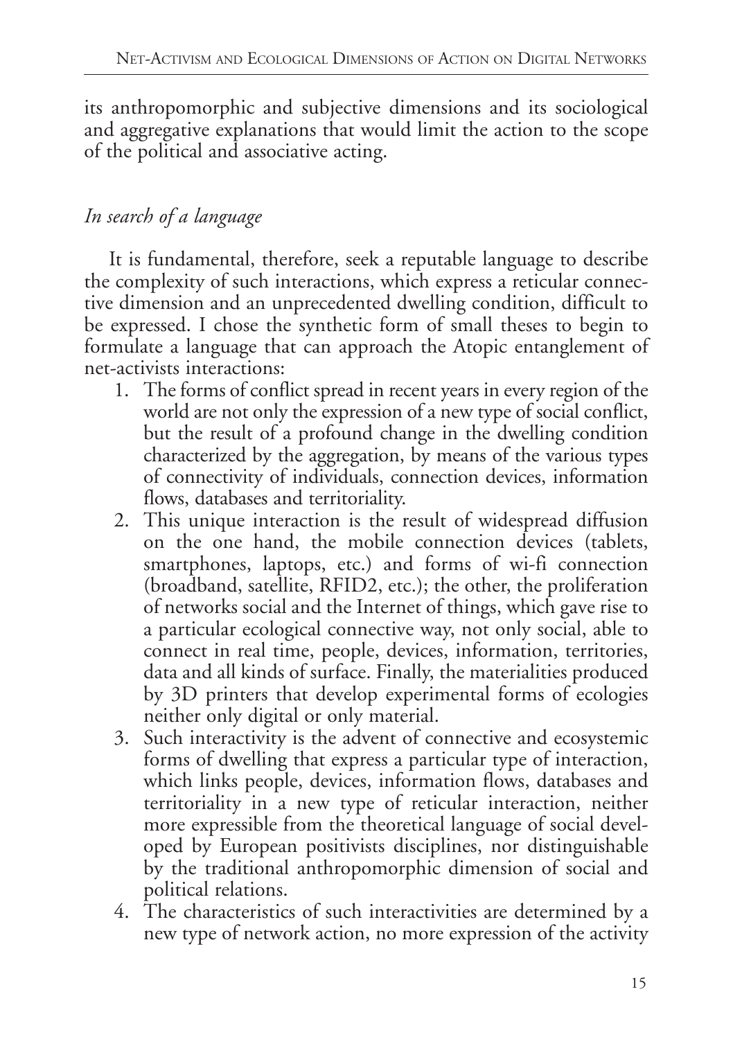its anthropomorphic and subjective dimensions and its sociological and aggregative explanations that would limit the action to the scope of the political and associative acting.

## *In search of a language*

It is fundamental, therefore, seek a reputable language to describe the complexity of such interactions, which express a reticular connective dimension and an unprecedented dwelling condition, difficult to be expressed. I chose the synthetic form of small theses to begin to formulate a language that can approach the Atopic entanglement of net-activists interactions:

1. The forms of conflict spread in recent years in every region of the world are not only the expression of a new type of social conflict, but the result of a profound change in the dwelling condition characterized by the aggregation, by means of the various types of connectivity of individuals, connection devices, information flows, databases and territoriality.
2. This unique interaction is the result of widespread diffusion on the one hand, the mobile connection devices (tablets, smartphones, laptops, etc.) and forms of wi-fi connection (broadband, satellite, RFID2, etc.); the other, the proliferation of networks social and the Internet of things, which gave rise to a particular ecological connective way, not only social, able to connect in real time, people, devices, information, territories, data and all kinds of surface. Finally, the materialities produced by 3D printers that develop experimental forms of ecologies neither only digital or only material.
3. Such interactivity is the advent of connective and ecosystemic forms of dwelling that express a particular type of interaction, which links people, devices, information flows, databases and territoriality in a new type of reticular interaction, neither more expressible from the theoretical language of social developed by European positivists disciplines, nor distinguishable by the traditional anthropomorphic dimension of social and political relations.
4. The characteristics of such interactivities are determined by a new type of network action, no more expression of the activity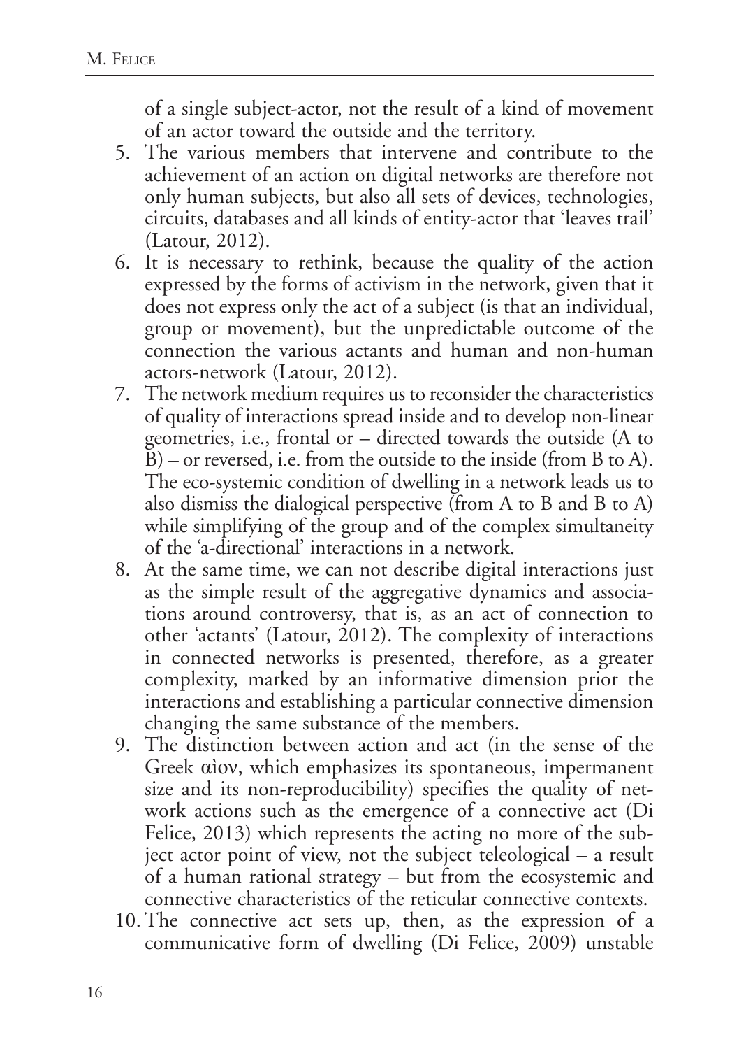of a single subject-actor, not the result of a kind of movement of an actor toward the outside and the territory.

5. The various members that intervene and contribute to the achievement of an action on digital networks are therefore not only human subjects, but also all sets of devices, technologies, circuits, databases and all kinds of entity-actor that 'leaves trail' (Latour, 2012).
6. It is necessary to rethink, because the quality of the action expressed by the forms of activism in the network, given that it does not express only the act of a subject (is that an individual, group or movement), but the unpredictable outcome of the connection the various actants and human and non-human actors-network (Latour, 2012).
7. The network medium requires us to reconsider the characteristics of quality of interactions spread inside and to develop non-linear geometries, i.e., frontal or – directed towards the outside (A to B) – or reversed, i.e. from the outside to the inside (from B to A). The eco-systemic condition of dwelling in a network leads us to also dismiss the dialogical perspective (from A to B and B to A) while simplifying of the group and of the complex simultaneity of the 'a-directional' interactions in a network.
8. At the same time, we can not describe digital interactions just as the simple result of the aggregative dynamics and associations around controversy, that is, as an act of connection to other 'actants' (Latour, 2012). The complexity of interactions in connected networks is presented, therefore, as a greater complexity, marked by an informative dimension prior the interactions and establishing a particular connective dimension changing the same substance of the members.
9. The distinction between action and act (in the sense of the Greek αὶον, which emphasizes its spontaneous, impermanent size and its non-reproducibility) specifies the quality of network actions such as the emergence of a connective act (Di Felice, 2013) which represents the acting no more of the subject actor point of view, not the subject teleological – a result of a human rational strategy – but from the ecosystemic and connective characteristics of the reticular connective contexts.
10. The connective act sets up, then, as the expression of a communicative form of dwelling (Di Felice, 2009) unstable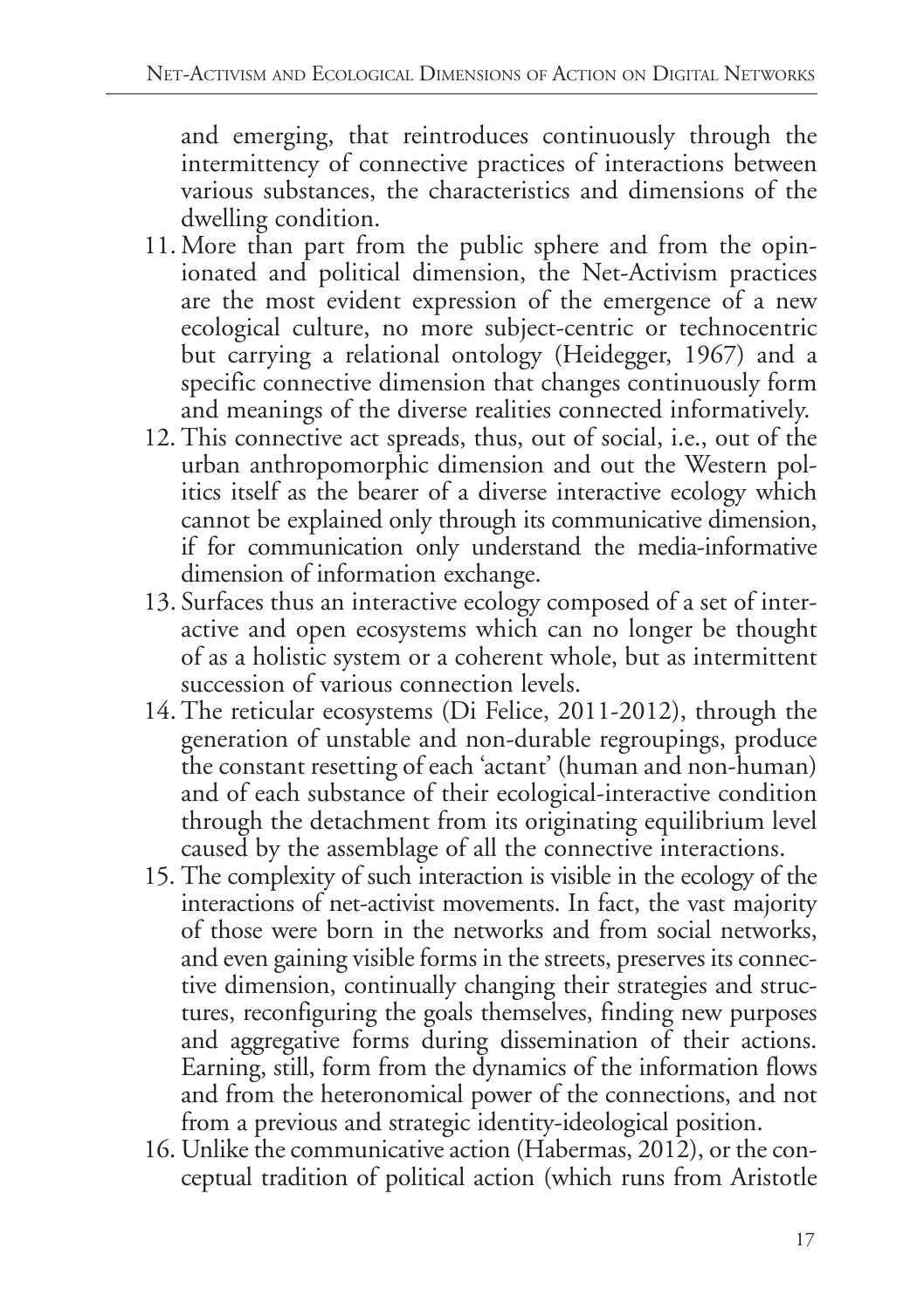and emerging, that reintroduces continuously through the intermittency of connective practices of interactions between various substances, the characteristics and dimensions of the dwelling condition.

11. More than part from the public sphere and from the opinionated and political dimension, the Net-Activism practices are the most evident expression of the emergence of a new ecological culture, no more subject-centric or technocentric but carrying a relational ontology (Heidegger, 1967) and a specific connective dimension that changes continuously form and meanings of the diverse realities connected informatively.
12. This connective act spreads, thus, out of social, i.e., out of the urban anthropomorphic dimension and out the Western politics itself as the bearer of a diverse interactive ecology which cannot be explained only through its communicative dimension, if for communication only understand the media-informative dimension of information exchange.
13. Surfaces thus an interactive ecology composed of a set of interactive and open ecosystems which can no longer be thought of as a holistic system or a coherent whole, but as intermittent succession of various connection levels.
14. The reticular ecosystems (Di Felice, 2011-2012), through the generation of unstable and non-durable regroupings, produce the constant resetting of each 'actant' (human and non-human) and of each substance of their ecological-interactive condition through the detachment from its originating equilibrium level caused by the assemblage of all the connective interactions.
15. The complexity of such interaction is visible in the ecology of the interactions of net-activist movements. In fact, the vast majority of those were born in the networks and from social networks, and even gaining visible forms in the streets, preserves its connective dimension, continually changing their strategies and structures, reconfiguring the goals themselves, finding new purposes and aggregative forms during dissemination of their actions. Earning, still, form from the dynamics of the information flows and from the heteronomical power of the connections, and not from a previous and strategic identity-ideological position.
16. Unlike the communicative action (Habermas, 2012), or the conceptual tradition of political action (which runs from Aristotle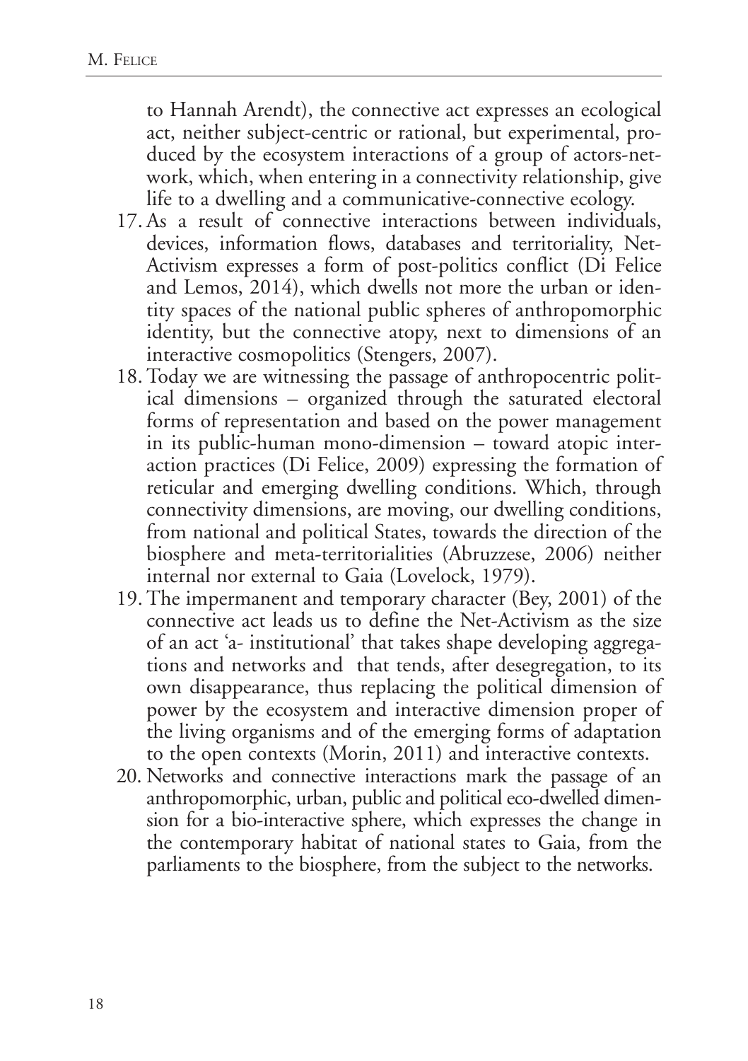to Hannah Arendt), the connective act expresses an ecological act, neither subject-centric or rational, but experimental, produced by the ecosystem interactions of a group of actors-network, which, when entering in a connectivity relationship, give life to a dwelling and a communicative-connective ecology.

17. As a result of connective interactions between individuals, devices, information flows, databases and territoriality, Net-Activism expresses a form of post-politics conflict (Di Felice and Lemos, 2014), which dwells not more the urban or identity spaces of the national public spheres of anthropomorphic identity, but the connective atopy, next to dimensions of an interactive cosmopolitics (Stengers, 2007).
18. Today we are witnessing the passage of anthropocentric political dimensions – organized through the saturated electoral forms of representation and based on the power management in its public-human mono-dimension – toward atopic interaction practices (Di Felice, 2009) expressing the formation of reticular and emerging dwelling conditions. Which, through connectivity dimensions, are moving, our dwelling conditions, from national and political States, towards the direction of the biosphere and meta-territorialities (Abruzzese, 2006) neither internal nor external to Gaia (Lovelock, 1979).
19. The impermanent and temporary character (Bey, 2001) of the connective act leads us to define the Net-Activism as the size of an act 'a- institutional' that takes shape developing aggregations and networks and that tends, after desegregation, to its own disappearance, thus replacing the political dimension of power by the ecosystem and interactive dimension proper of the living organisms and of the emerging forms of adaptation to the open contexts (Morin, 2011) and interactive contexts.
20. Networks and connective interactions mark the passage of an anthropomorphic, urban, public and political eco-dwelled dimension for a bio-interactive sphere, which expresses the change in the contemporary habitat of national states to Gaia, from the parliaments to the biosphere, from the subject to the networks.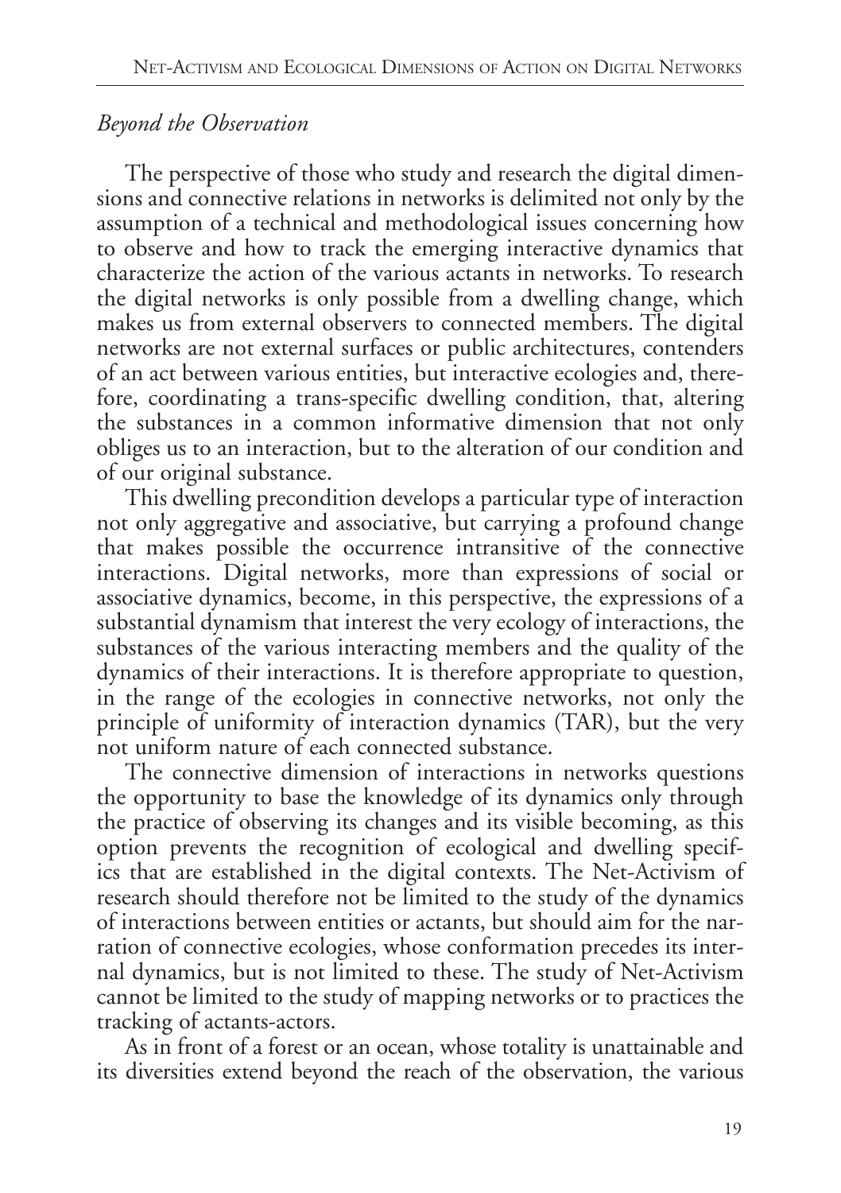### *Beyond the Observation*

The perspective of those who study and research the digital dimensions and connective relations in networks is delimited not only by the assumption of a technical and methodological issues concerning how to observe and how to track the emerging interactive dynamics that characterize the action of the various actants in networks. To research the digital networks is only possible from a dwelling change, which makes us from external observers to connected members. The digital networks are not external surfaces or public architectures, contenders of an act between various entities, but interactive ecologies and, therefore, coordinating a trans-specific dwelling condition, that, altering the substances in a common informative dimension that not only obliges us to an interaction, but to the alteration of our condition and of our original substance.

This dwelling precondition develops a particular type of interaction not only aggregative and associative, but carrying a profound change that makes possible the occurrence intransitive of the connective interactions. Digital networks, more than expressions of social or associative dynamics, become, in this perspective, the expressions of a substantial dynamism that interest the very ecology of interactions, the substances of the various interacting members and the quality of the dynamics of their interactions. It is therefore appropriate to question, in the range of the ecologies in connective networks, not only the principle of uniformity of interaction dynamics (TAR), but the very not uniform nature of each connected substance.

The connective dimension of interactions in networks questions the opportunity to base the knowledge of its dynamics only through the practice of observing its changes and its visible becoming, as this option prevents the recognition of ecological and dwelling specifics that are established in the digital contexts. The Net-Activism of research should therefore not be limited to the study of the dynamics of interactions between entities or actants, but should aim for the narration of connective ecologies, whose conformation precedes its internal dynamics, but is not limited to these. The study of Net-Activism cannot be limited to the study of mapping networks or to practices the tracking of actants-actors.

As in front of a forest or an ocean, whose totality is unattainable and its diversities extend beyond the reach of the observation, the various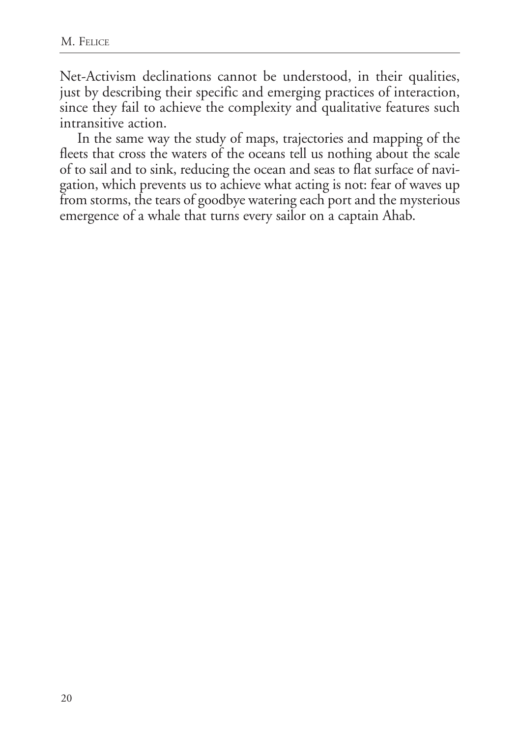Net-Activism declinations cannot be understood, in their qualities, just by describing their specific and emerging practices of interaction, since they fail to achieve the complexity and qualitative features such intransitive action.

In the same way the study of maps, trajectories and mapping of the fleets that cross the waters of the oceans tell us nothing about the scale of to sail and to sink, reducing the ocean and seas to flat surface of navigation, which prevents us to achieve what acting is not: fear of waves up from storms, the tears of goodbye watering each port and the mysterious emergence of a whale that turns every sailor on a captain Ahab.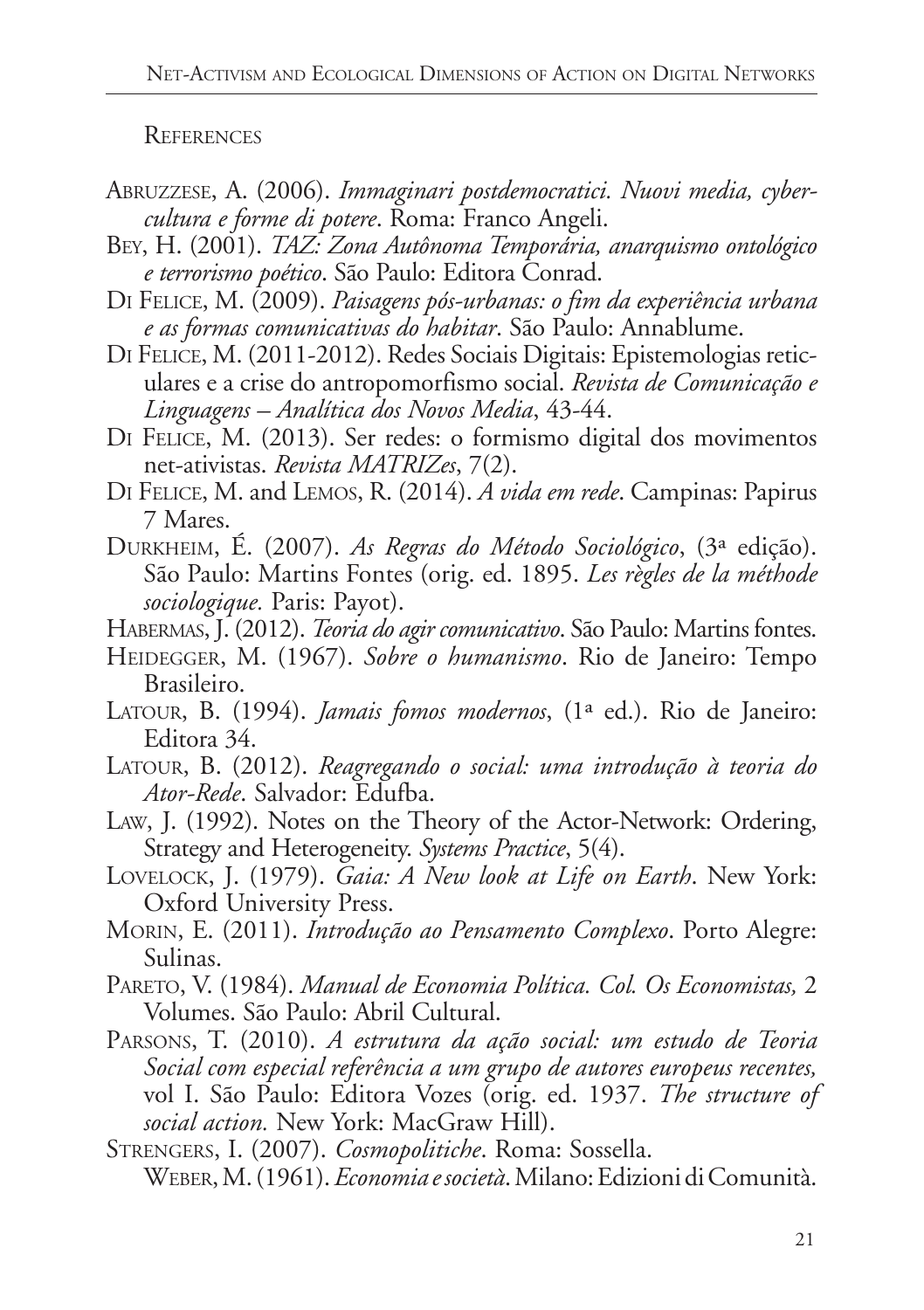## References

Abruzzese, A. (2006). *Immaginari postdemocratici. Nuovi media, cybercultura e forme di potere*. Roma: Franco Angeli.

Bey, H. (2001). *TAZ: Zona Autônoma Temporária, anarquismo ontológico e terrorismo poético*. São Paulo: Editora Conrad.

Di Felice, M. (2009). *Paisagens pós-urbanas: o fim da experiência urbana e as formas comunicativas do habitar*. São Paulo: Annablume.

Di Felice, M. (2011-2012). Redes Sociais Digitais: Epistemologias reticulares e a crise do antropomorfismo social. *Revista de Comunicação e Linguagens – Analítica dos Novos Media*, 43-44.

Di Felice, M. (2013). Ser redes: o formismo digital dos movimentos net-ativistas. *Revista MATRIZes*, 7(2).

Di Felice, M. and Lemos, R. (2014). *A vida em rede*. Campinas: Papirus 7 Mares.

Durkheim, É. (2007). *As Regras do Método Sociológico*, (3ª edição). São Paulo: Martins Fontes (orig. ed. 1895. *Les règles de la méthode sociologique.* Paris: Payot).

Habermas, J. (2012). *Teoria do agir comunicativo*. São Paulo: Martins fontes.

Heidegger, M. (1967). *Sobre o humanismo*. Rio de Janeiro: Tempo Brasileiro.

Latour, B. (1994). *Jamais fomos modernos*, (1ª ed.). Rio de Janeiro: Editora 34.

Latour, B. (2012). *Reagregando o social: uma introdução à teoria do Ator-Rede*. Salvador: Edufba.

Law, J. (1992). Notes on the Theory of the Actor-Network: Ordering, Strategy and Heterogeneity. *Systems Practice*, 5(4).

Lovelock, J. (1979). *Gaia: A New look at Life on Earth*. New York: Oxford University Press.

Morin, E. (2011). *Introdução ao Pensamento Complexo*. Porto Alegre: Sulinas.

Pareto, V. (1984). *Manual de Economia Política. Col. Os Economistas,* 2 Volumes. São Paulo: Abril Cultural.

Parsons, T. (2010). *A estrutura da ação social: um estudo de Teoria Social com especial referência a um grupo de autores europeus recentes,* vol I. São Paulo: Editora Vozes (orig. ed. 1937. *The structure of social action.* New York: MacGraw Hill).

Strengers, I. (2007). *Cosmopolitiche*. Roma: Sossella.

Weber, M. (1961). *Economia e società*. Milano: Edizioni di Comunità.